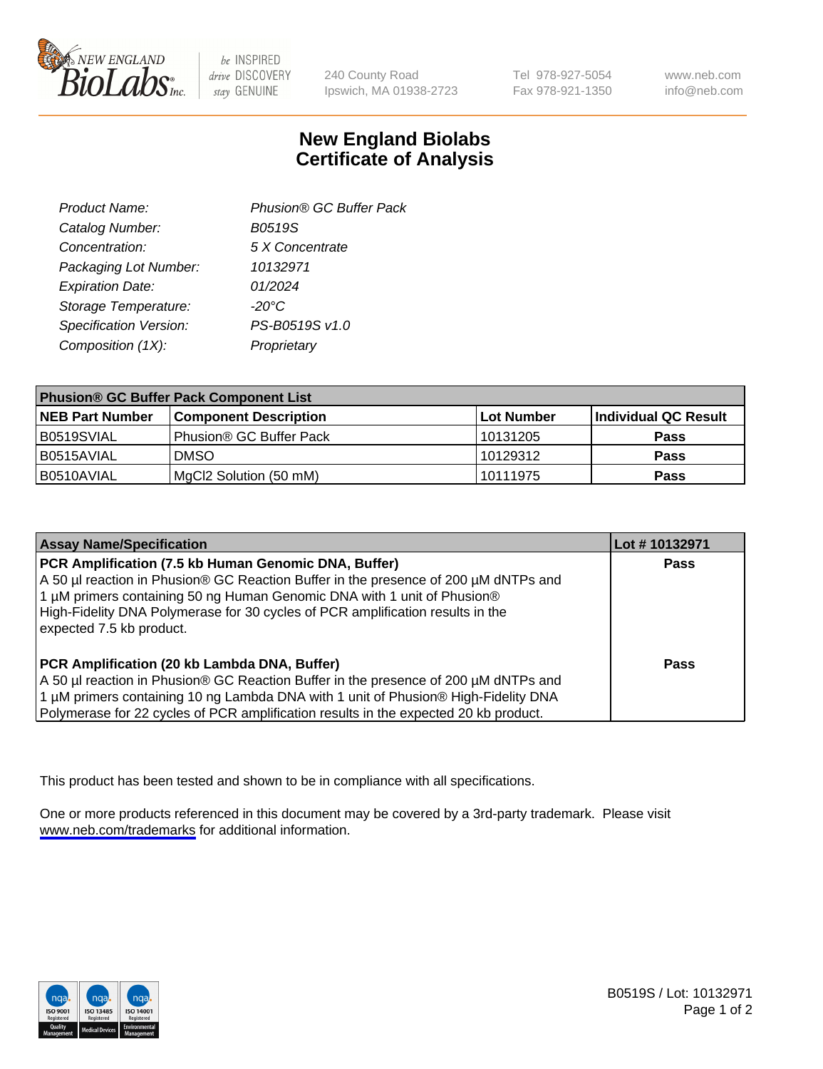240 County Road
Ipswich, MA 01938-2723

Tel 978-927-5054
Fax 978-921-1350

www.neb.com
info@neb.com

# New England Biolabs
# Certificate of Analysis

| | |
|---|---|
| *Product Name:* | *Phusion® GC Buffer Pack* |
| *Catalog Number:* | *B0519S* |
| *Concentration:* | *5 X Concentrate* |
| *Packaging Lot Number:* | *10132971* |
| *Expiration Date:* | *01/2024* |
| *Storage Temperature:* | *-20°C* |
| *Specification Version:* | *PS-B0519S v1.0* |
| *Composition (1X):* | *Proprietary* |

| **Phusion® GC Buffer Pack Component List** | | | |
|---|---|---|---|
| **NEB Part Number** | **Component Description** | **Lot Number** | **Individual QC Result** |
| B0519SVIAL | Phusion® GC Buffer Pack | 10131205 | **Pass** |
| B0515AVIAL | DMSO | 10129312 | **Pass** |
| B0510AVIAL | MgCl2 Solution (50 mM) | 10111975 | **Pass** |

| **Assay Name/Specification** | **Lot # 10132971** |
|---|---|
| **PCR Amplification (7.5 kb Human Genomic DNA, Buffer)** A 50 µl reaction in Phusion® GC Reaction Buffer in the presence of 200 µM dNTPs and 1 µM primers containing 50 ng Human Genomic DNA with 1 unit of Phusion® High-Fidelity DNA Polymerase for 30 cycles of PCR amplification results in the expected 7.5 kb product. | **Pass** |
| **PCR Amplification (20 kb Lambda DNA, Buffer)** A 50 µl reaction in Phusion® GC Reaction Buffer in the presence of 200 µM dNTPs and 1 µM primers containing 10 ng Lambda DNA with 1 unit of Phusion® High-Fidelity DNA Polymerase for 22 cycles of PCR amplification results in the expected 20 kb product. | **Pass** |

This product has been tested and shown to be in compliance with all specifications.

One or more products referenced in this document may be covered by a 3rd-party trademark. Please visit www.neb.com/trademarks for additional information.

B0519S / Lot: 10132971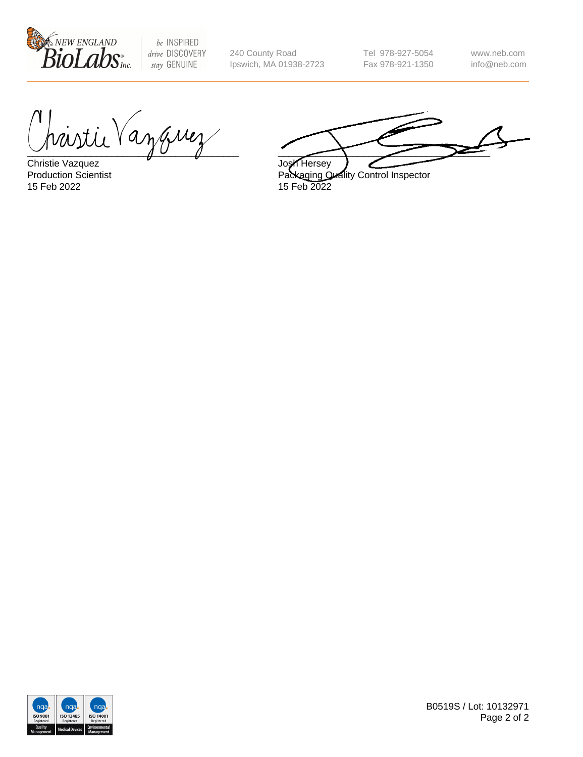Christie Vazquez
Production Scientist
15 Feb 2022

Josh Hersey
Packaging Quality Control Inspector
15 Feb 2022

B0519S / Lot: 10132971